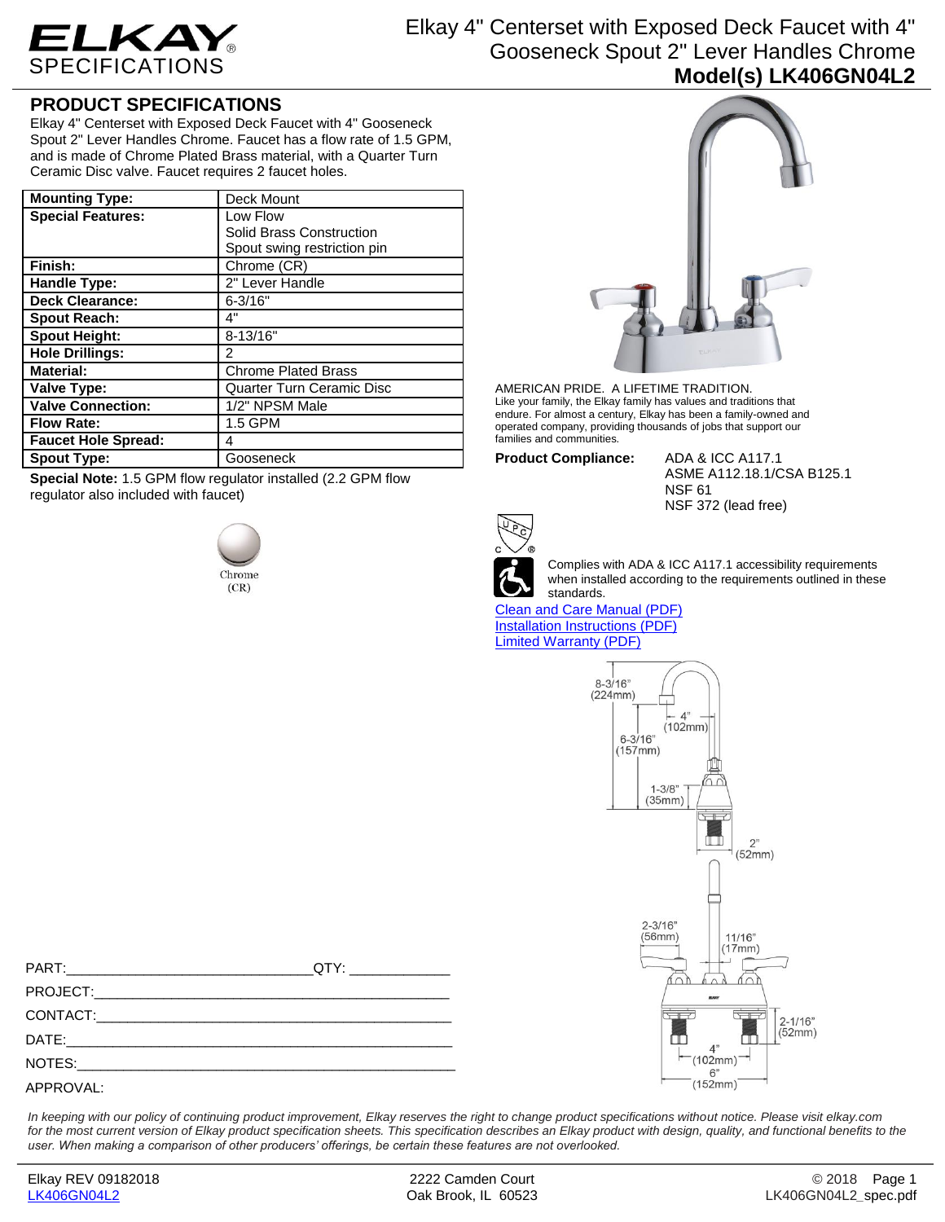# ELKAY SPECIFICATIONS

# Elkay 4" Centerset with Exposed Deck Faucet with 4" Gooseneck Spout 2" Lever Handles Chrome

**Model(s) LK406GN04L2**

## PRODUCT SPECIFICATIONS

Elkay 4" Centerset with Exposed Deck Faucet with 4" Gooseneck Spout 2" Lever Handles Chrome. Faucet has a flow rate of 1.5 GPM, and is made of Chrome Plated Brass material, with a Quarter Turn Ceramic Disc valve. Faucet requires 2 faucet holes.

| | |
|---|---|
| **Mounting Type:** | Deck Mount |
| **Special Features:** | Low Flow<br>Solid Brass Construction<br>Spout swing restriction pin |
| **Finish:** | Chrome (CR) |
| **Handle Type:** | 2" Lever Handle |
| **Deck Clearance:** | 6-3/16" |
| **Spout Reach:** | 4" |
| **Spout Height:** | 8-13/16" |
| **Hole Drillings:** | 2 |
| **Material:** | Chrome Plated Brass |
| **Valve Type:** | Quarter Turn Ceramic Disc |
| **Valve Connection:** | 1/2" NPSM Male |
| **Flow Rate:** | 1.5 GPM |
| **Faucet Hole Spread:** | 4 |
| **Spout Type:** | Gooseneck |

**Special Note:** 1.5 GPM flow regulator installed (2.2 GPM flow regulator also included with faucet)

Chrome (CR)

AMERICAN PRIDE. A LIFETIME TRADITION.
Like your family, the Elkay family has values and traditions that endure. For almost a century, Elkay has been a family-owned and operated company, providing thousands of jobs that support our families and communities.

**Product Compliance:** ADA & ICC A117.1
ASME A112.18.1/CSA B125.1
NSF 61
NSF 372 (lead free)

Complies with ADA & ICC A117.1 accessibility requirements when installed according to the requirements outlined in these standards.

[Clean and Care Manual (PDF)]
[Installation Instructions (PDF)]
[Limited Warranty (PDF)]

8-3/16" (224mm)
4" (102mm)
6-3/16" (157mm)
1-3/8" (35mm)
2" (52mm)
2-3/16" (56mm)
11/16" (17mm)
2-1/16" (52mm)
4" (102mm)
6" (152mm)

PART:________________________________ QTY: _____________

PROJECT:_________________________________________________

CONTACT:_________________________________________________

DATE:____________________________________________________

NOTES:___________________________________________________

APPROVAL:

*In keeping with our policy of continuing product improvement, Elkay reserves the right to change product specifications without notice. Please visit elkay.com for the most current version of Elkay product specification sheets. This specification describes an Elkay product with design, quality, and functional benefits to the user. When making a comparison of other producers' offerings, be certain these features are not overlooked.*

Elkay REV 09182018
LK406GN04L2

2222 Camden Court
Oak Brook, IL 60523

© 2018
LK406GN04L2_spec.pdf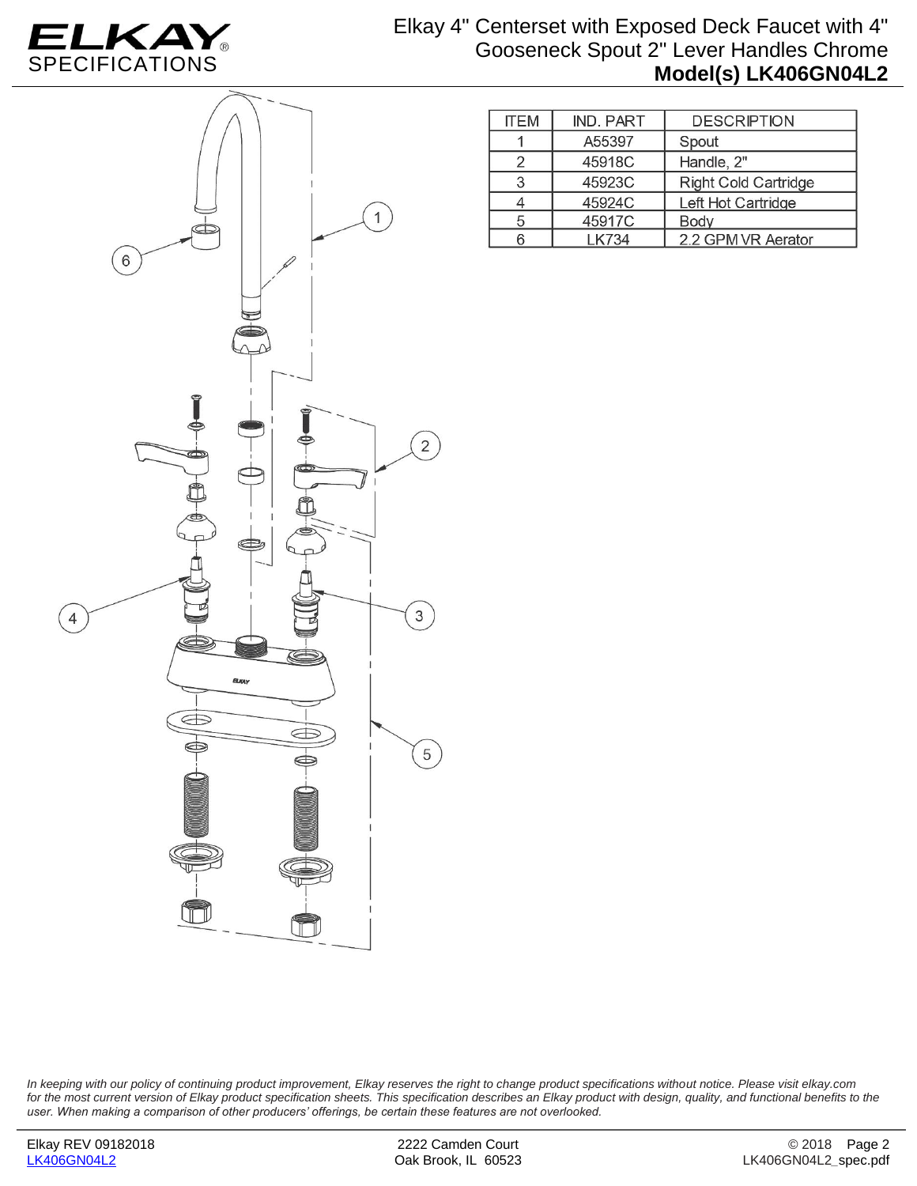# Elkay 4" Centerset with Exposed Deck Faucet with 4" Gooseneck Spout 2" Lever Handles Chrome

## Model(s) LK406GN04L2

| ITEM | IND. PART | DESCRIPTION |
|---|---|---|
| 1 | A55397 | Spout |
| 2 | 45918C | Handle, 2" |
| 3 | 45923C | Right Cold Cartridge |
| 4 | 45924C | Left Hot Cartridge |
| 5 | 45917C | Body |
| 6 | LK734 | 2.2 GPM VR Aerator |

*In keeping with our policy of continuing product improvement, Elkay reserves the right to change product specifications without notice. Please visit elkay.com for the most current version of Elkay product specification sheets. This specification describes an Elkay product with design, quality, and functional benefits to the user. When making a comparison of other producers' offerings, be certain these features are not overlooked.*

Elkay REV 09182018
LK406GN04L2

2222 Camden Court
Oak Brook, IL 60523

© 2018
LK406GN04L2_spec.pdf